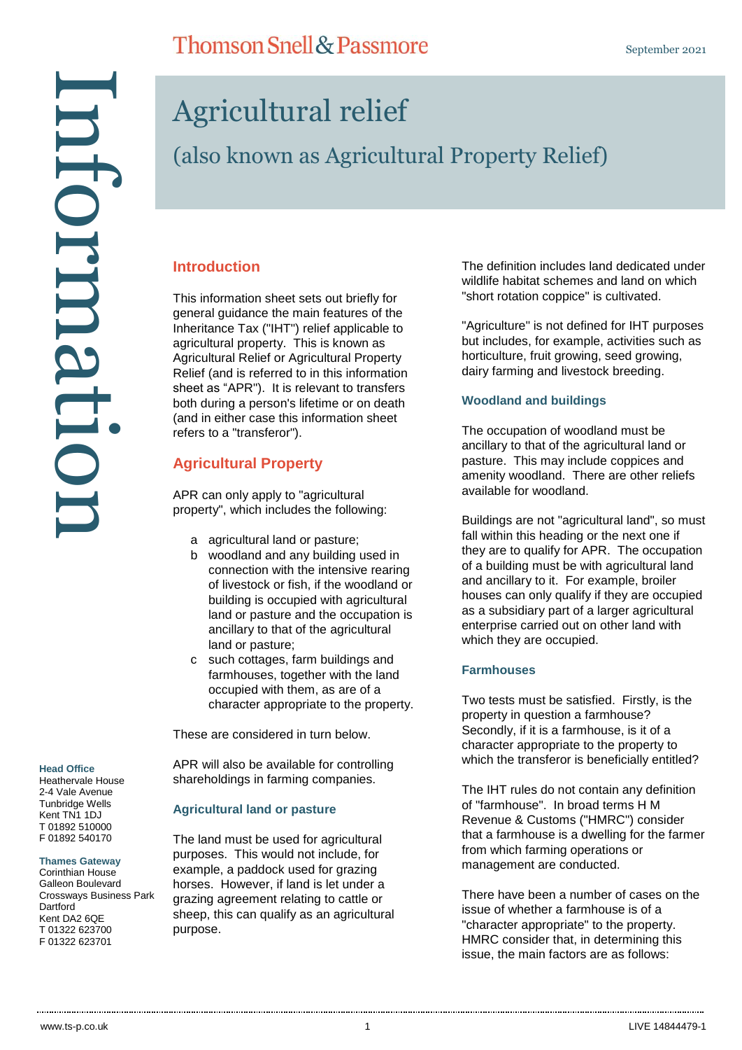# Agricultural relief

## (also known as Agricultural Property Relief)

Information

### Introduction

This information sheet sets out briefly for general guidance the main features of the Inheritance Tax ("IHT") relief applicable to agricultural property. This is known as Agricultural Relief or Agricultural Property Relief (and is referred to in this information sheet as "APR"). It is relevant to transfers both during a person's lifetime or on death (and in either case this information sheet refers to a "transferor").

### Agricultural Property

APR can only apply to "agricultural property", which includes the following:

a agricultural land or pasture;

b woodland and any building used in connection with the intensive rearing of livestock or fish, if the woodland or building is occupied with agricultural land or pasture and the occupation is ancillary to that of the agricultural land or pasture;

c such cottages, farm buildings and farmhouses, together with the land occupied with them, as are of a character appropriate to the property.

These are considered in turn below.

APR will also be available for controlling shareholdings in farming companies.

#### Agricultural land or pasture

The land must be used for agricultural purposes. This would not include, for example, a paddock used for grazing horses. However, if land is let under a grazing agreement relating to cattle or sheep, this can qualify as an agricultural purpose.

The definition includes land dedicated under wildlife habitat schemes and land on which "short rotation coppice" is cultivated.

"Agriculture" is not defined for IHT purposes but includes, for example, activities such as horticulture, fruit growing, seed growing, dairy farming and livestock breeding.

#### Woodland and buildings

The occupation of woodland must be ancillary to that of the agricultural land or pasture. This may include coppices and amenity woodland. There are other reliefs available for woodland.

Buildings are not "agricultural land", so must fall within this heading or the next one if they are to qualify for APR. The occupation of a building must be with agricultural land and ancillary to it. For example, broiler houses can only qualify if they are occupied as a subsidiary part of a larger agricultural enterprise carried out on other land with which they are occupied.

#### Farmhouses

Two tests must be satisfied. Firstly, is the property in question a farmhouse? Secondly, if it is a farmhouse, is it of a character appropriate to the property to which the transferor is beneficially entitled?

The IHT rules do not contain any definition of "farmhouse". In broad terms H M Revenue & Customs ("HMRC") consider that a farmhouse is a dwelling for the farmer from which farming operations or management are conducted.

There have been a number of cases on the issue of whether a farmhouse is of a "character appropriate" to the property. HMRC consider that, in determining this issue, the main factors are as follows:

**Head Office**
Heathervale House
2-4 Vale Avenue
Tunbridge Wells
Kent TN1 1DJ
T 01892 510000
F 01892 540170

**Thames Gateway**
Corinthian House
Galleon Boulevard
Crossways Business Park
Dartford
Kent DA2 6QE
T 01322 623700
F 01322 623701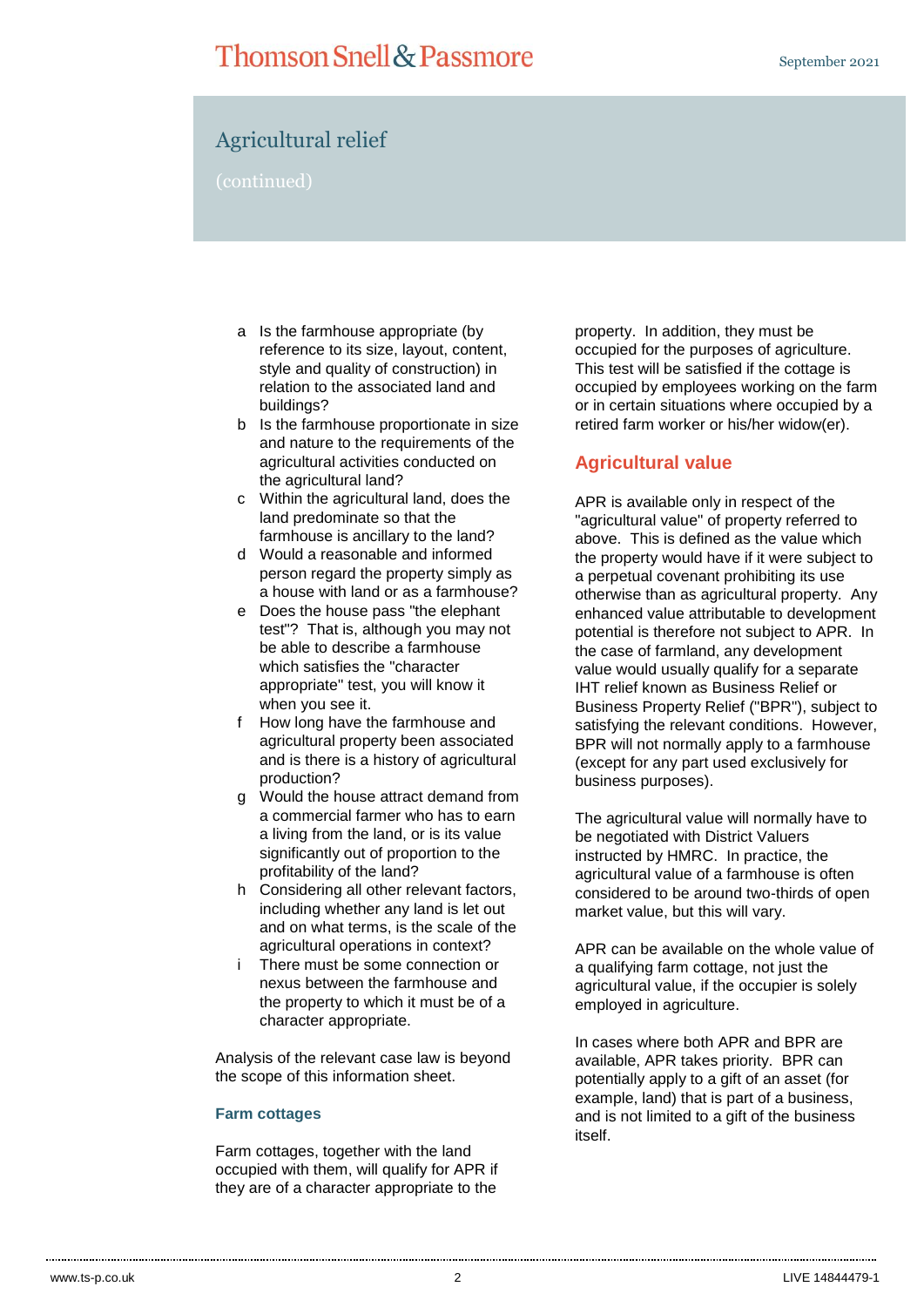## Agricultural relief

(continued)

a. Is the farmhouse appropriate (by reference to its size, layout, content, style and quality of construction) in relation to the associated land and buildings?
b. Is the farmhouse proportionate in size and nature to the requirements of the agricultural activities conducted on the agricultural land?
c. Within the agricultural land, does the land predominate so that the farmhouse is ancillary to the land?
d. Would a reasonable and informed person regard the property simply as a house with land or as a farmhouse?
e. Does the house pass "the elephant test"? That is, although you may not be able to describe a farmhouse which satisfies the "character appropriate" test, you will know it when you see it.
f. How long have the farmhouse and agricultural property been associated and is there is a history of agricultural production?
g. Would the house attract demand from a commercial farmer who has to earn a living from the land, or is its value significantly out of proportion to the profitability of the land?
h. Considering all other relevant factors, including whether any land is let out and on what terms, is the scale of the agricultural operations in context?
i. There must be some connection or nexus between the farmhouse and the property to which it must be of a character appropriate.

Analysis of the relevant case law is beyond the scope of this information sheet.

### Farm cottages

Farm cottages, together with the land occupied with them, will qualify for APR if they are of a character appropriate to the property. In addition, they must be occupied for the purposes of agriculture. This test will be satisfied if the cottage is occupied by employees working on the farm or in certain situations where occupied by a retired farm worker or his/her widow(er).

### Agricultural value

APR is available only in respect of the "agricultural value" of property referred to above. This is defined as the value which the property would have if it were subject to a perpetual covenant prohibiting its use otherwise than as agricultural property. Any enhanced value attributable to development potential is therefore not subject to APR. In the case of farmland, any development value would usually qualify for a separate IHT relief known as Business Relief or Business Property Relief ("BPR"), subject to satisfying the relevant conditions. However, BPR will not normally apply to a farmhouse (except for any part used exclusively for business purposes).

The agricultural value will normally have to be negotiated with District Valuers instructed by HMRC. In practice, the agricultural value of a farmhouse is often considered to be around two-thirds of open market value, but this will vary.

APR can be available on the whole value of a qualifying farm cottage, not just the agricultural value, if the occupier is solely employed in agriculture.

In cases where both APR and BPR are available, APR takes priority. BPR can potentially apply to a gift of an asset (for example, land) that is part of a business, and is not limited to a gift of the business itself.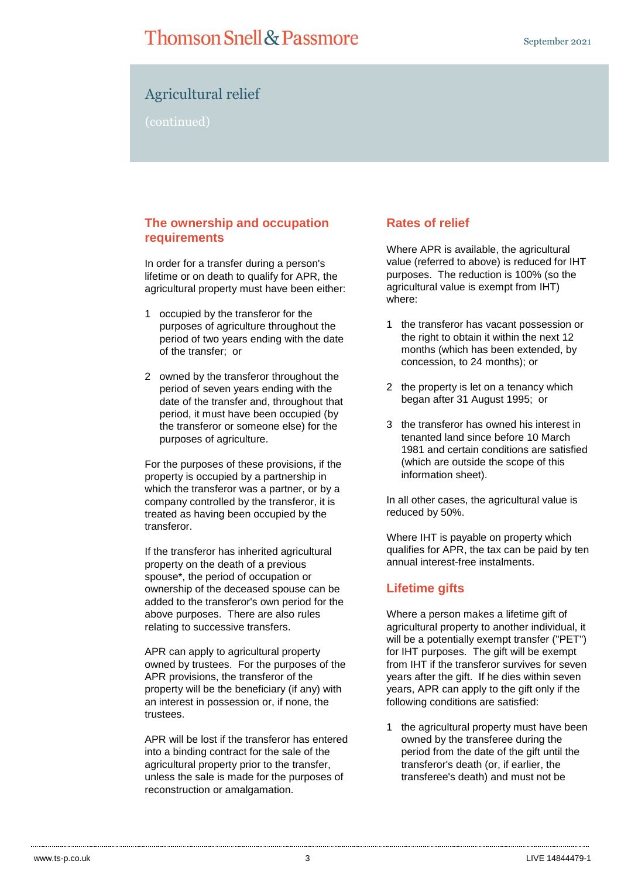## Agricultural relief

(continued)

### The ownership and occupation requirements

In order for a transfer during a person's lifetime or on death to qualify for APR, the agricultural property must have been either:

1. occupied by the transferor for the purposes of agriculture throughout the period of two years ending with the date of the transfer; or
2. owned by the transferor throughout the period of seven years ending with the date of the transfer and, throughout that period, it must have been occupied (by the transferor or someone else) for the purposes of agriculture.

For the purposes of these provisions, if the property is occupied by a partnership in which the transferor was a partner, or by a company controlled by the transferor, it is treated as having been occupied by the transferor.

If the transferor has inherited agricultural property on the death of a previous spouse*, the period of occupation or ownership of the deceased spouse can be added to the transferor's own period for the above purposes. There are also rules relating to successive transfers.

APR can apply to agricultural property owned by trustees. For the purposes of the APR provisions, the transferor of the property will be the beneficiary (if any) with an interest in possession or, if none, the trustees.

APR will be lost if the transferor has entered into a binding contract for the sale of the agricultural property prior to the transfer, unless the sale is made for the purposes of reconstruction or amalgamation.

### Rates of relief

Where APR is available, the agricultural value (referred to above) is reduced for IHT purposes. The reduction is 100% (so the agricultural value is exempt from IHT) where:

1. the transferor has vacant possession or the right to obtain it within the next 12 months (which has been extended, by concession, to 24 months); or
2. the property is let on a tenancy which began after 31 August 1995; or
3. the transferor has owned his interest in tenanted land since before 10 March 1981 and certain conditions are satisfied (which are outside the scope of this information sheet).

In all other cases, the agricultural value is reduced by 50%.

Where IHT is payable on property which qualifies for APR, the tax can be paid by ten annual interest-free instalments.

### Lifetime gifts

Where a person makes a lifetime gift of agricultural property to another individual, it will be a potentially exempt transfer ("PET") for IHT purposes. The gift will be exempt from IHT if the transferor survives for seven years after the gift. If he dies within seven years, APR can apply to the gift only if the following conditions are satisfied:

1. the agricultural property must have been owned by the transferee during the period from the date of the gift until the transferor's death (or, if earlier, the transferee's death) and must not be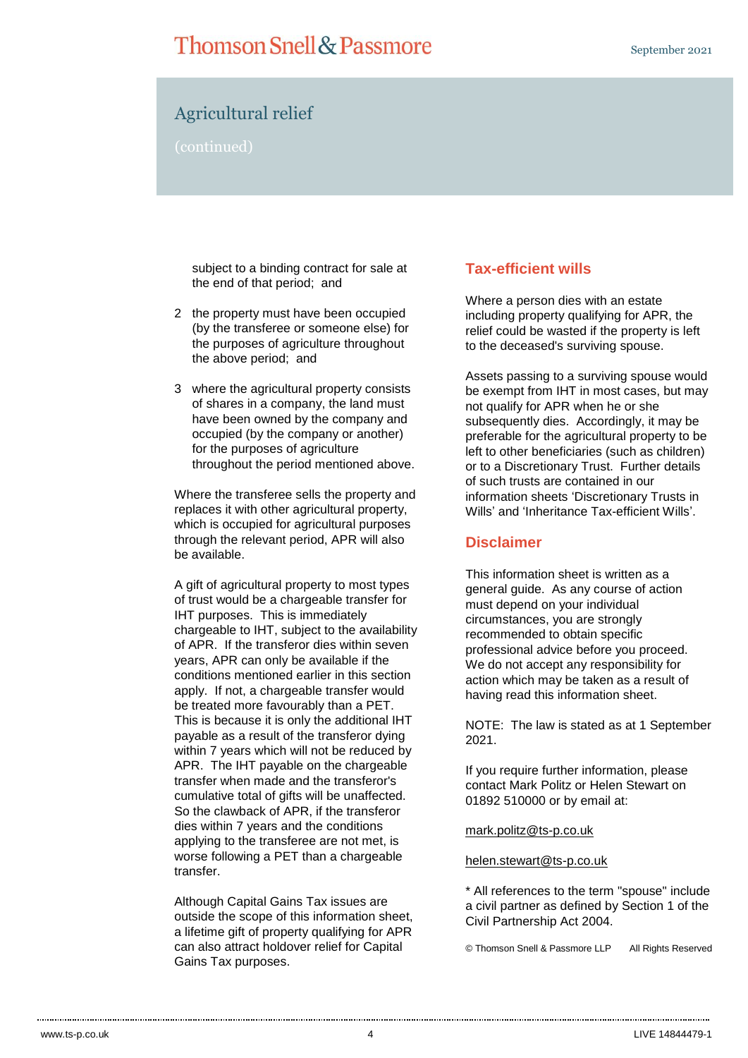## Agricultural relief

(continued)

subject to a binding contract for sale at the end of that period; and

2. the property must have been occupied (by the transferee or someone else) for the purposes of agriculture throughout the above period; and
3. where the agricultural property consists of shares in a company, the land must have been owned by the company and occupied (by the company or another) for the purposes of agriculture throughout the period mentioned above.

Where the transferee sells the property and replaces it with other agricultural property, which is occupied for agricultural purposes through the relevant period, APR will also be available.

A gift of agricultural property to most types of trust would be a chargeable transfer for IHT purposes. This is immediately chargeable to IHT, subject to the availability of APR. If the transferor dies within seven years, APR can only be available if the conditions mentioned earlier in this section apply. If not, a chargeable transfer would be treated more favourably than a PET. This is because it is only the additional IHT payable as a result of the transferor dying within 7 years which will not be reduced by APR. The IHT payable on the chargeable transfer when made and the transferor's cumulative total of gifts will be unaffected. So the clawback of APR, if the transferor dies within 7 years and the conditions applying to the transferee are not met, is worse following a PET than a chargeable transfer.

Although Capital Gains Tax issues are outside the scope of this information sheet, a lifetime gift of property qualifying for APR can also attract holdover relief for Capital Gains Tax purposes.

### Tax-efficient wills

Where a person dies with an estate including property qualifying for APR, the relief could be wasted if the property is left to the deceased's surviving spouse.

Assets passing to a surviving spouse would be exempt from IHT in most cases, but may not qualify for APR when he or she subsequently dies. Accordingly, it may be preferable for the agricultural property to be left to other beneficiaries (such as children) or to a Discretionary Trust. Further details of such trusts are contained in our information sheets 'Discretionary Trusts in Wills' and 'Inheritance Tax-efficient Wills'.

### Disclaimer

This information sheet is written as a general guide. As any course of action must depend on your individual circumstances, you are strongly recommended to obtain specific professional advice before you proceed. We do not accept any responsibility for action which may be taken as a result of having read this information sheet.

NOTE: The law is stated as at 1 September 2021.

If you require further information, please contact Mark Politz or Helen Stewart on 01892 510000 or by email at:

mark.politz@ts-p.co.uk

helen.stewart@ts-p.co.uk

* All references to the term "spouse" include a civil partner as defined by Section 1 of the Civil Partnership Act 2004.

© Thomson Snell & Passmore LLP All Rights Reserved